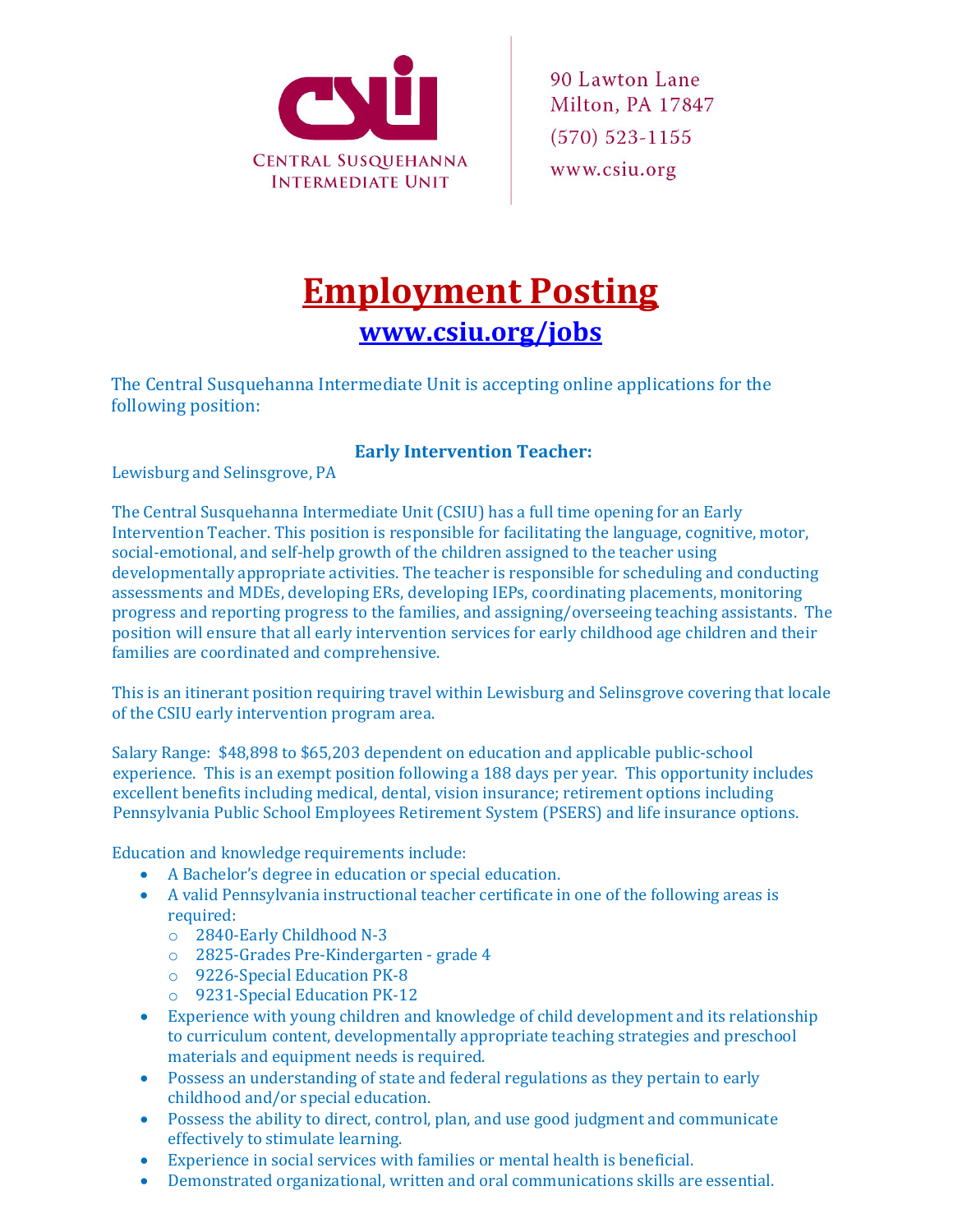Central Susquehanna Intermediate Unit

90 Lawton Lane
Milton, PA 17847
(570) 523-1155
www.csiu.org

# Employment Posting

## www.csiu.org/jobs

The Central Susquehanna Intermediate Unit is accepting online applications for the following position:

### Early Intervention Teacher:

Lewisburg and Selinsgrove, PA

The Central Susquehanna Intermediate Unit (CSIU) has a full time opening for an Early Intervention Teacher. This position is responsible for facilitating the language, cognitive, motor, social-emotional, and self-help growth of the children assigned to the teacher using developmentally appropriate activities. The teacher is responsible for scheduling and conducting assessments and MDEs, developing ERs, developing IEPs, coordinating placements, monitoring progress and reporting progress to the families, and assigning/overseeing teaching assistants. The position will ensure that all early intervention services for early childhood age children and their families are coordinated and comprehensive.

This is an itinerant position requiring travel within Lewisburg and Selinsgrove covering that locale of the CSIU early intervention program area.

Salary Range: $48,898 to $65,203 dependent on education and applicable public-school experience. This is an exempt position following a 188 days per year. This opportunity includes excellent benefits including medical, dental, vision insurance; retirement options including Pennsylvania Public School Employees Retirement System (PSERS) and life insurance options.

Education and knowledge requirements include:

- A Bachelor's degree in education or special education.
- A valid Pennsylvania instructional teacher certificate in one of the following areas is required:
  - 2840-Early Childhood N-3
  - 2825-Grades Pre-Kindergarten - grade 4
  - 9226-Special Education PK-8
  - 9231-Special Education PK-12
- Experience with young children and knowledge of child development and its relationship to curriculum content, developmentally appropriate teaching strategies and preschool materials and equipment needs is required.
- Possess an understanding of state and federal regulations as they pertain to early childhood and/or special education.
- Possess the ability to direct, control, plan, and use good judgment and communicate effectively to stimulate learning.
- Experience in social services with families or mental health is beneficial.
- Demonstrated organizational, written and oral communications skills are essential.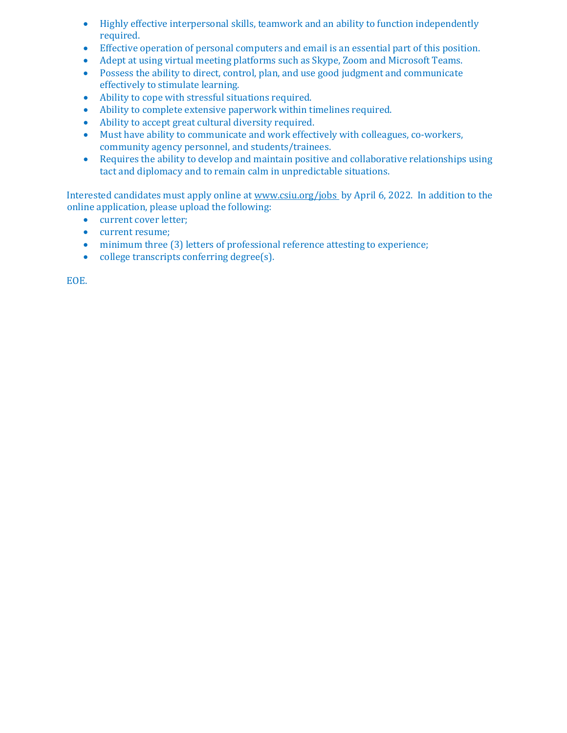- Highly effective interpersonal skills, teamwork and an ability to function independently required.
- Effective operation of personal computers and email is an essential part of this position.
- Adept at using virtual meeting platforms such as Skype, Zoom and Microsoft Teams.
- Possess the ability to direct, control, plan, and use good judgment and communicate effectively to stimulate learning.
- Ability to cope with stressful situations required.
- Ability to complete extensive paperwork within timelines required.
- Ability to accept great cultural diversity required.
- Must have ability to communicate and work effectively with colleagues, co-workers, community agency personnel, and students/trainees.
- Requires the ability to develop and maintain positive and collaborative relationships using tact and diplomacy and to remain calm in unpredictable situations.

Interested candidates must apply online at www.csiu.org/jobs by April 6, 2022. In addition to the online application, please upload the following:

- current cover letter;
- current resume;
- minimum three (3) letters of professional reference attesting to experience;
- college transcripts conferring degree(s).

EOE.